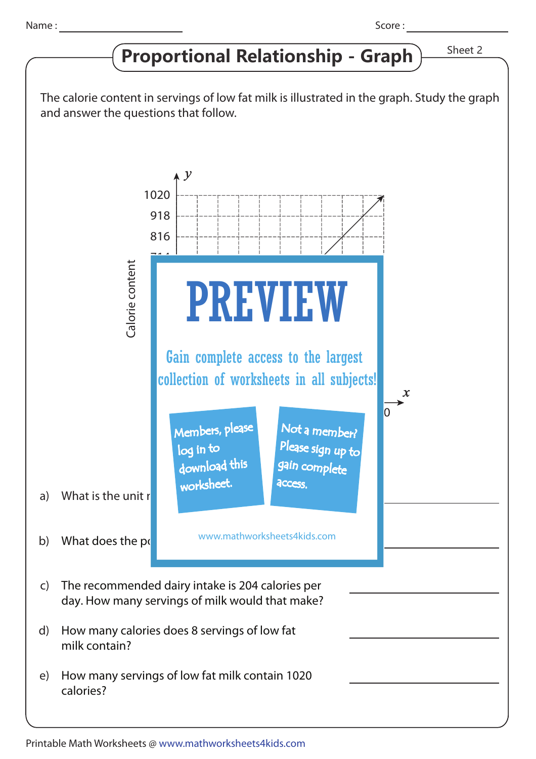Name : ____________  Score : ____________

# Proportional Relationship - Graph

Sheet 2

The calorie content in servings of low fat milk is illustrated in the graph. Study the graph and answer the questions that follow.

$y$

1020

918

816

Calorie content

$x$

0

PREVIEW

Gain complete access to the largest collection of worksheets in all subjects!

Members, please log in to download this worksheet.

Not a member? Please sign up to gain complete access.

www.mathworksheets4kids.com

a) What is the unit r

b) What does the p

c) The recommended dairy intake is 204 calories per day. How many servings of milk would that make? ____________

d) How many calories does 8 servings of low fat milk contain? ____________

e) How many servings of low fat milk contain 1020 calories? ____________

Printable Math Worksheets @ www.mathworksheets4kids.com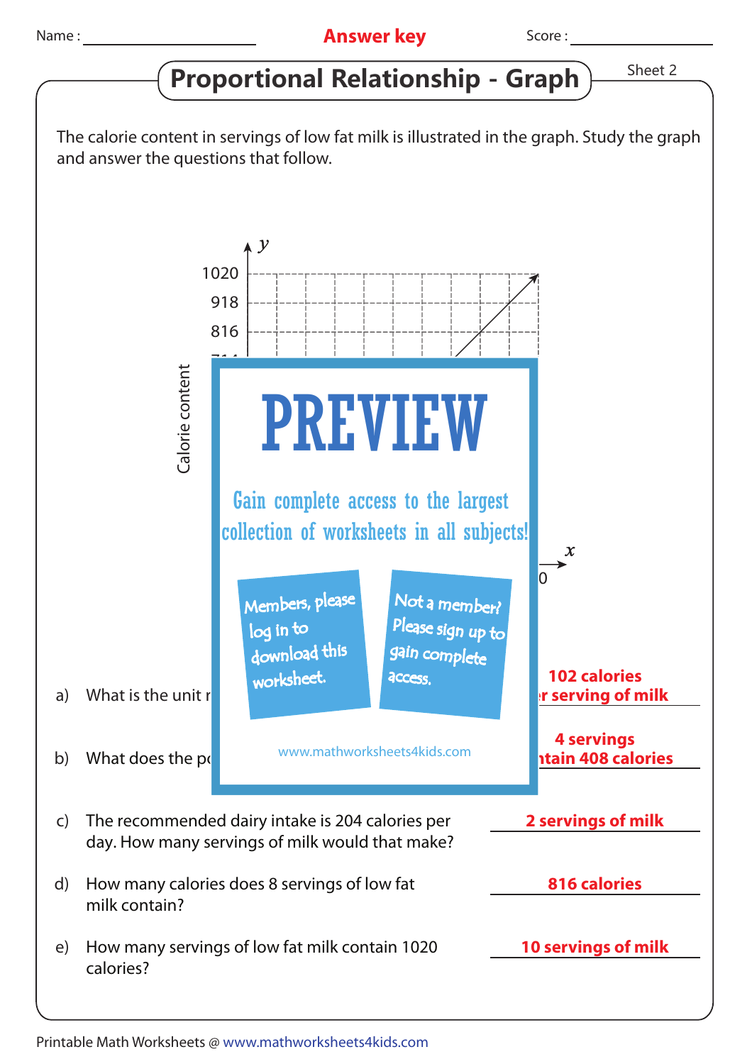Name : Answer key Score :

# Proportional Relationship - Graph

Sheet 2

The calorie content in servings of low fat milk is illustrated in the graph. Study the graph and answer the questions that follow.

$y$

1020

918

816

Calorie content

$x$

0

PREVIEW

Gain complete access to the largest collection of worksheets in all subjects!

Members, please log in to download this worksheet.

Not a member? Please sign up to gain complete access.

www.mathworksheets4kids.com

a) What is the unit r — **102 calories** ...r serving of milk

b) What does the p... — **4 servings** ...ntain 408 calories

c) The recommended dairy intake is 204 calories per day. How many servings of milk would that make? — **2 servings of milk**

d) How many calories does 8 servings of low fat milk contain? — **816 calories**

e) How many servings of low fat milk contain 1020 calories? — **10 servings of milk**

Printable Math Worksheets @ www.mathworksheets4kids.com